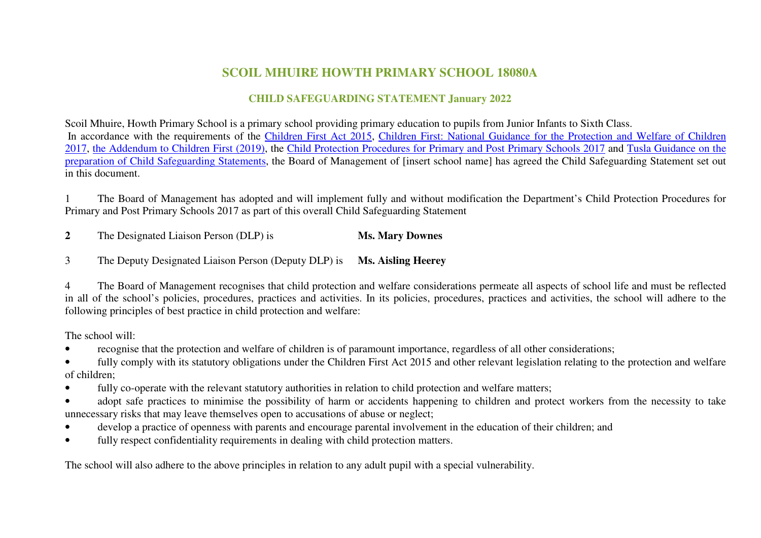# SCOIL MHUIRE HOWTH PRIMARY SCHOOL 18080A

## CHILD SAFEGUARDING STATEMENT January 2022

Scoil Mhuire, Howth Primary School is a primary school providing primary education to pupils from Junior Infants to Sixth Class.

In accordance with the requirements of the Children First Act 2015, Children First: National Guidance for the Protection and Welfare of Children 2017, the Addendum to Children First (2019), the Child Protection Procedures for Primary and Post Primary Schools 2017 and Tusla Guidance on the preparation of Child Safeguarding Statements, the Board of Management of [insert school name] has agreed the Child Safeguarding Statement set out in this document.

1 The Board of Management has adopted and will implement fully and without modification the Department's Child Protection Procedures for Primary and Post Primary Schools 2017 as part of this overall Child Safeguarding Statement

**2** The Designated Liaison Person (DLP) is **Ms. Mary Downes**

3 The Deputy Designated Liaison Person (Deputy DLP) is **Ms. Aisling Heerey**

4 The Board of Management recognises that child protection and welfare considerations permeate all aspects of school life and must be reflected in all of the school's policies, procedures, practices and activities. In its policies, procedures, practices and activities, the school will adhere to the following principles of best practice in child protection and welfare:

The school will:

- recognise that the protection and welfare of children is of paramount importance, regardless of all other considerations;
- fully comply with its statutory obligations under the Children First Act 2015 and other relevant legislation relating to the protection and welfare of children;
- fully co-operate with the relevant statutory authorities in relation to child protection and welfare matters;
- adopt safe practices to minimise the possibility of harm or accidents happening to children and protect workers from the necessity to take unnecessary risks that may leave themselves open to accusations of abuse or neglect;
- develop a practice of openness with parents and encourage parental involvement in the education of their children; and
- fully respect confidentiality requirements in dealing with child protection matters.

The school will also adhere to the above principles in relation to any adult pupil with a special vulnerability.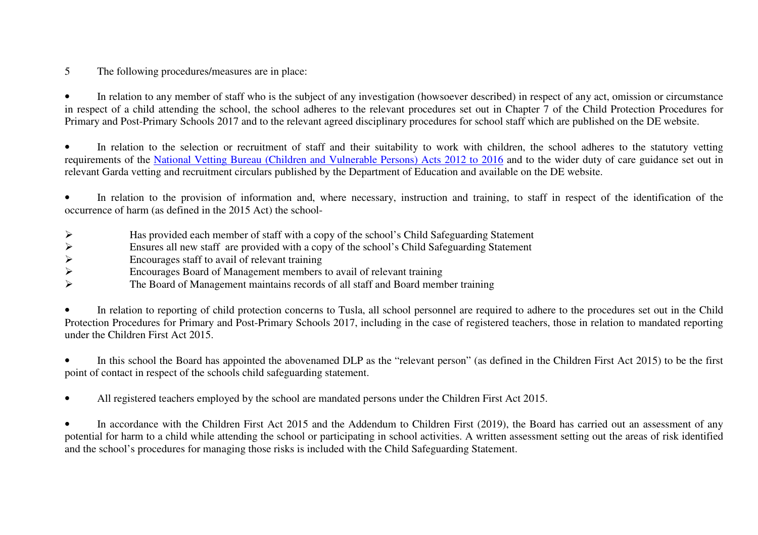5 The following procedures/measures are in place:

- In relation to any member of staff who is the subject of any investigation (howsoever described) in respect of any act, omission or circumstance in respect of a child attending the school, the school adheres to the relevant procedures set out in Chapter 7 of the Child Protection Procedures for Primary and Post-Primary Schools 2017 and to the relevant agreed disciplinary procedures for school staff which are published on the DE website.

- In relation to the selection or recruitment of staff and their suitability to work with children, the school adheres to the statutory vetting requirements of the National Vetting Bureau (Children and Vulnerable Persons) Acts 2012 to 2016 and to the wider duty of care guidance set out in relevant Garda vetting and recruitment circulars published by the Department of Education and available on the DE website.

- In relation to the provision of information and, where necessary, instruction and training, to staff in respect of the identification of the occurrence of harm (as defined in the 2015 Act) the school-

  - Has provided each member of staff with a copy of the school's Child Safeguarding Statement
  - Ensures all new staff are provided with a copy of the school's Child Safeguarding Statement
  - Encourages staff to avail of relevant training
  - Encourages Board of Management members to avail of relevant training
  - The Board of Management maintains records of all staff and Board member training

- In relation to reporting of child protection concerns to Tusla, all school personnel are required to adhere to the procedures set out in the Child Protection Procedures for Primary and Post-Primary Schools 2017, including in the case of registered teachers, those in relation to mandated reporting under the Children First Act 2015.

- In this school the Board has appointed the abovenamed DLP as the "relevant person" (as defined in the Children First Act 2015) to be the first point of contact in respect of the schools child safeguarding statement.

- All registered teachers employed by the school are mandated persons under the Children First Act 2015.

- In accordance with the Children First Act 2015 and the Addendum to Children First (2019), the Board has carried out an assessment of any potential for harm to a child while attending the school or participating in school activities. A written assessment setting out the areas of risk identified and the school's procedures for managing those risks is included with the Child Safeguarding Statement.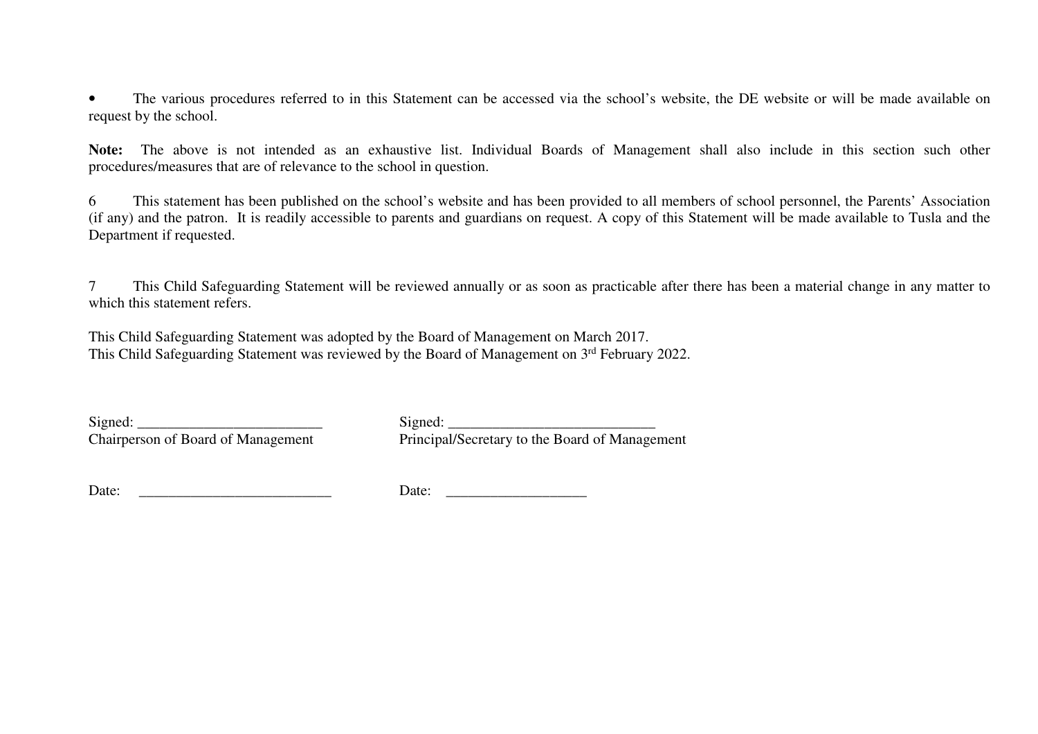- The various procedures referred to in this Statement can be accessed via the school's website, the DE website or will be made available on request by the school.

**Note:** The above is not intended as an exhaustive list. Individual Boards of Management shall also include in this section such other procedures/measures that are of relevance to the school in question.

6 This statement has been published on the school's website and has been provided to all members of school personnel, the Parents' Association (if any) and the patron. It is readily accessible to parents and guardians on request. A copy of this Statement will be made available to Tusla and the Department if requested.

7 This Child Safeguarding Statement will be reviewed annually or as soon as practicable after there has been a material change in any matter to which this statement refers.

This Child Safeguarding Statement was adopted by the Board of Management on March 2017.
This Child Safeguarding Statement was reviewed by the Board of Management on 3rd February 2022.

Signed: _________________________
Chairperson of Board of Management

Signed: ___________________________
Principal/Secretary to the Board of Management

Date: _________________________

Date: ___________________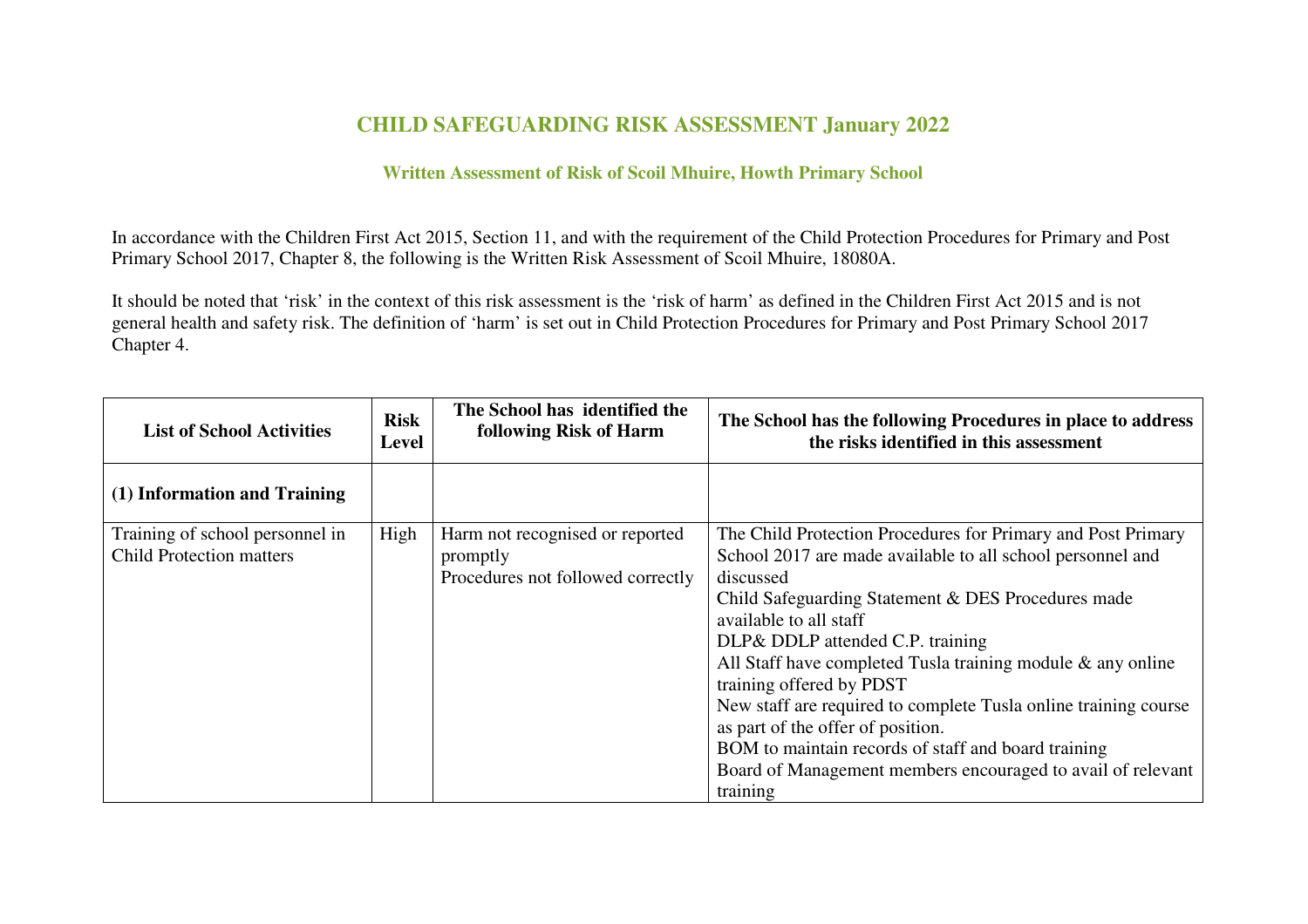# CHILD SAFEGUARDING RISK ASSESSMENT January 2022

## Written Assessment of Risk of Scoil Mhuire, Howth Primary School

In accordance with the Children First Act 2015, Section 11, and with the requirement of the Child Protection Procedures for Primary and Post Primary School 2017, Chapter 8, the following is the Written Risk Assessment of Scoil Mhuire, 18080A.

It should be noted that 'risk' in the context of this risk assessment is the 'risk of harm' as defined in the Children First Act 2015 and is not general health and safety risk. The definition of 'harm' is set out in Child Protection Procedures for Primary and Post Primary School 2017 Chapter 4.

| List of School Activities | Risk Level | The School has identified the following Risk of Harm | The School has the following Procedures in place to address the risks identified in this assessment |
|---|---|---|---|
| **(1) Information and Training** | | | |
| Training of school personnel in Child Protection matters | High | Harm not recognised or reported promptly<br>Procedures not followed correctly | The Child Protection Procedures for Primary and Post Primary School 2017 are made available to all school personnel and discussed<br>Child Safeguarding Statement & DES Procedures made available to all staff<br>DLP& DDLP attended C.P. training<br>All Staff have completed Tusla training module & any online training offered by PDST<br>New staff are required to complete Tusla online training course as part of the offer of position.<br>BOM to maintain records of staff and board training<br>Board of Management members encouraged to avail of relevant training |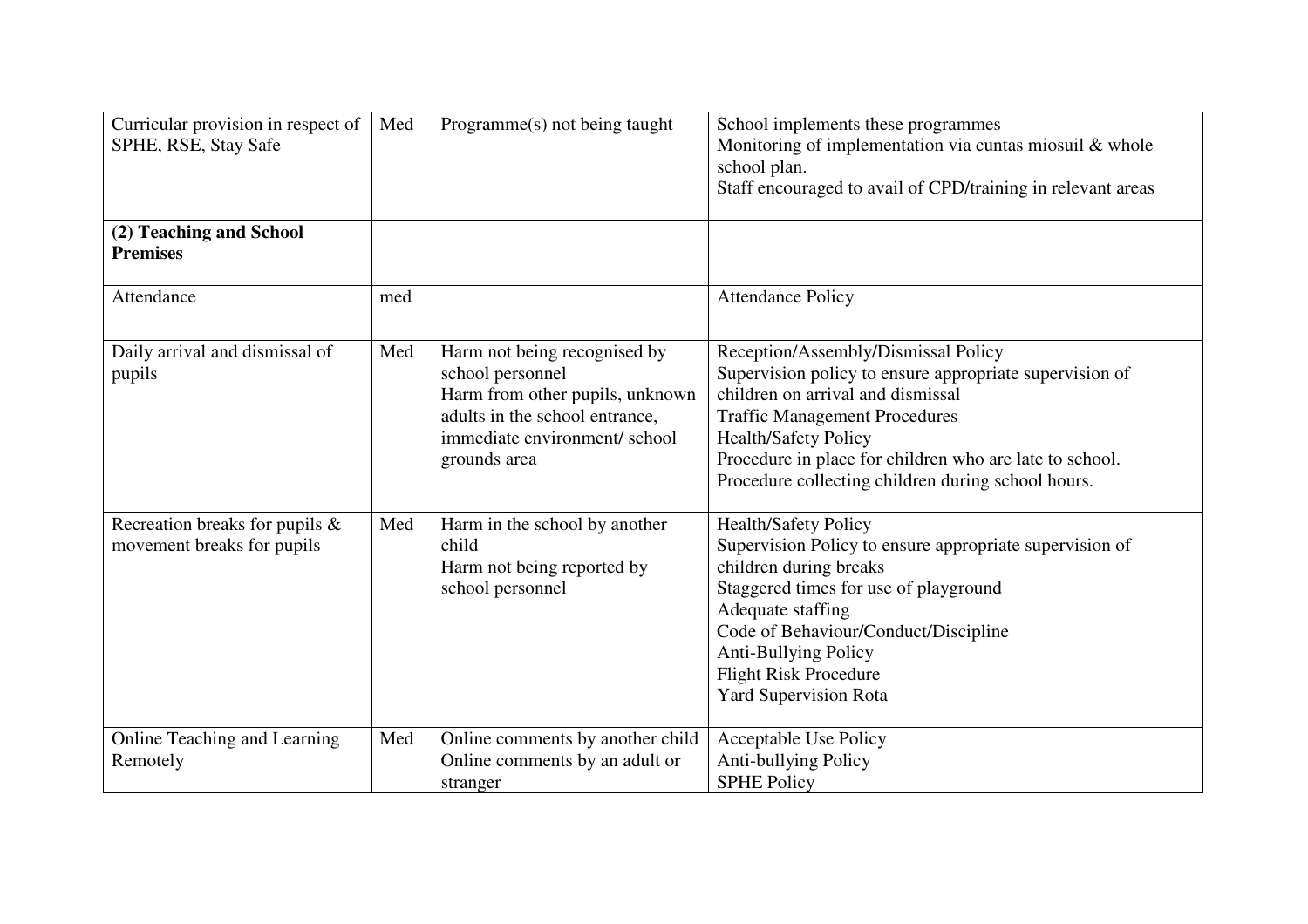| Curricular provision in respect of SPHE, RSE, Stay Safe | Med | Programme(s) not being taught | School implements these programmes<br>Monitoring of implementation via cuntas miosuil & whole school plan.<br>Staff encouraged to avail of CPD/training in relevant areas |
|---|---|---|---|
| **(2) Teaching and School Premises** | | | |
| Attendance | med | | Attendance Policy |
| Daily arrival and dismissal of pupils | Med | Harm not being recognised by school personnel<br>Harm from other pupils, unknown adults in the school entrance, immediate environment/ school grounds area | Reception/Assembly/Dismissal Policy<br>Supervision policy to ensure appropriate supervision of children on arrival and dismissal<br>Traffic Management Procedures<br>Health/Safety Policy<br>Procedure in place for children who are late to school.<br>Procedure collecting children during school hours. |
| Recreation breaks for pupils & movement breaks for pupils | Med | Harm in the school by another child<br>Harm not being reported by school personnel | Health/Safety Policy<br>Supervision Policy to ensure appropriate supervision of children during breaks<br>Staggered times for use of playground<br>Adequate staffing<br>Code of Behaviour/Conduct/Discipline<br>Anti-Bullying Policy<br>Flight Risk Procedure<br>Yard Supervision Rota |
| Online Teaching and Learning Remotely | Med | Online comments by another child<br>Online comments by an adult or stranger | Acceptable Use Policy<br>Anti-bullying Policy<br>SPHE Policy |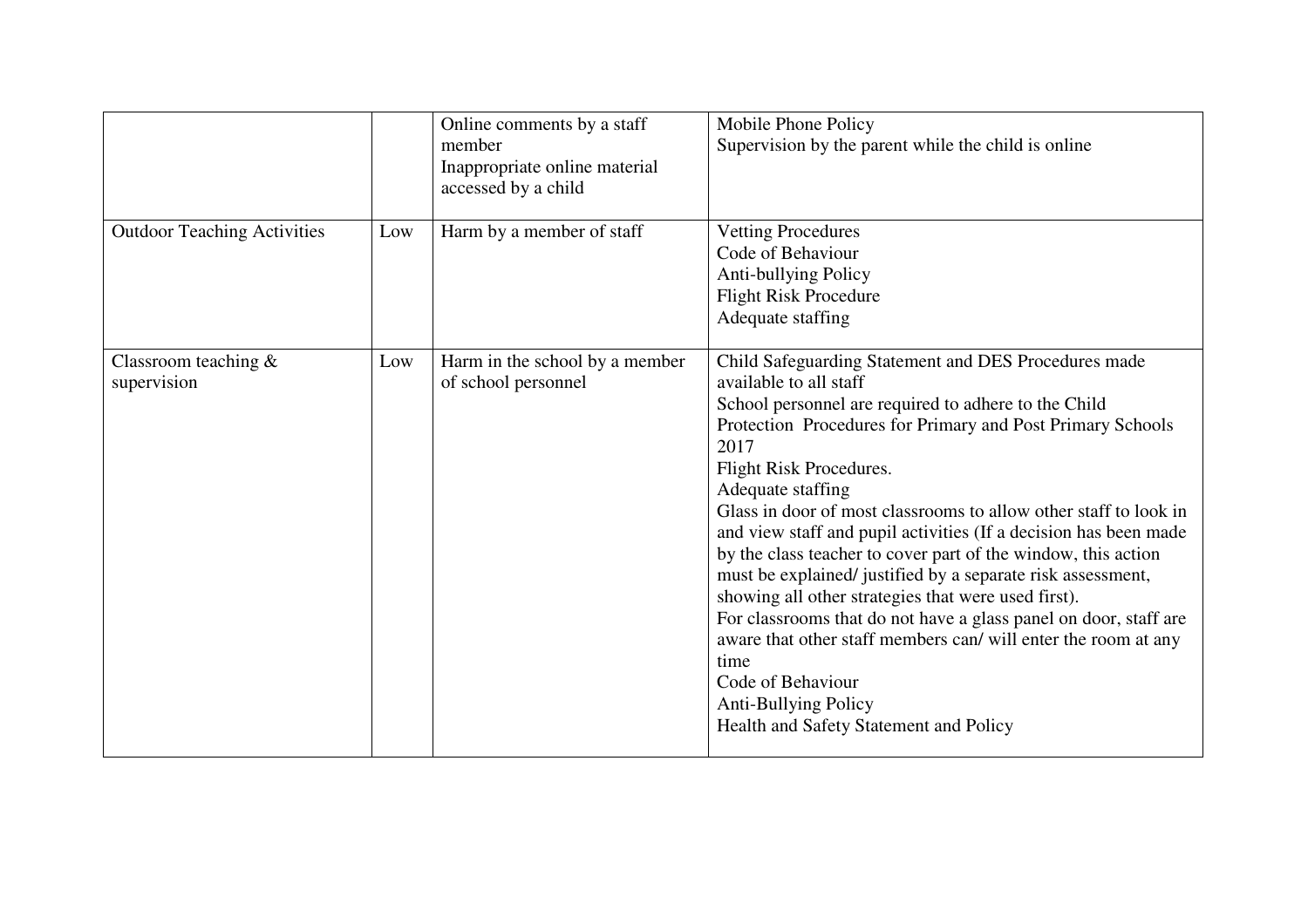| | | | |
|---|---|---|---|
| | | Online comments by a staff member<br>Inappropriate online material accessed by a child | Mobile Phone Policy<br>Supervision by the parent while the child is online |
| Outdoor Teaching Activities | Low | Harm by a member of staff | Vetting Procedures<br>Code of Behaviour<br>Anti-bullying Policy<br>Flight Risk Procedure<br>Adequate staffing |
| Classroom teaching & supervision | Low | Harm in the school by a member of school personnel | Child Safeguarding Statement and DES Procedures made available to all staff<br>School personnel are required to adhere to the Child Protection Procedures for Primary and Post Primary Schools 2017<br>Flight Risk Procedures.<br>Adequate staffing<br>Glass in door of most classrooms to allow other staff to look in and view staff and pupil activities (If a decision has been made by the class teacher to cover part of the window, this action must be explained/ justified by a separate risk assessment, showing all other strategies that were used first).<br>For classrooms that do not have a glass panel on door, staff are aware that other staff members can/ will enter the room at any time<br>Code of Behaviour<br>Anti-Bullying Policy<br>Health and Safety Statement and Policy |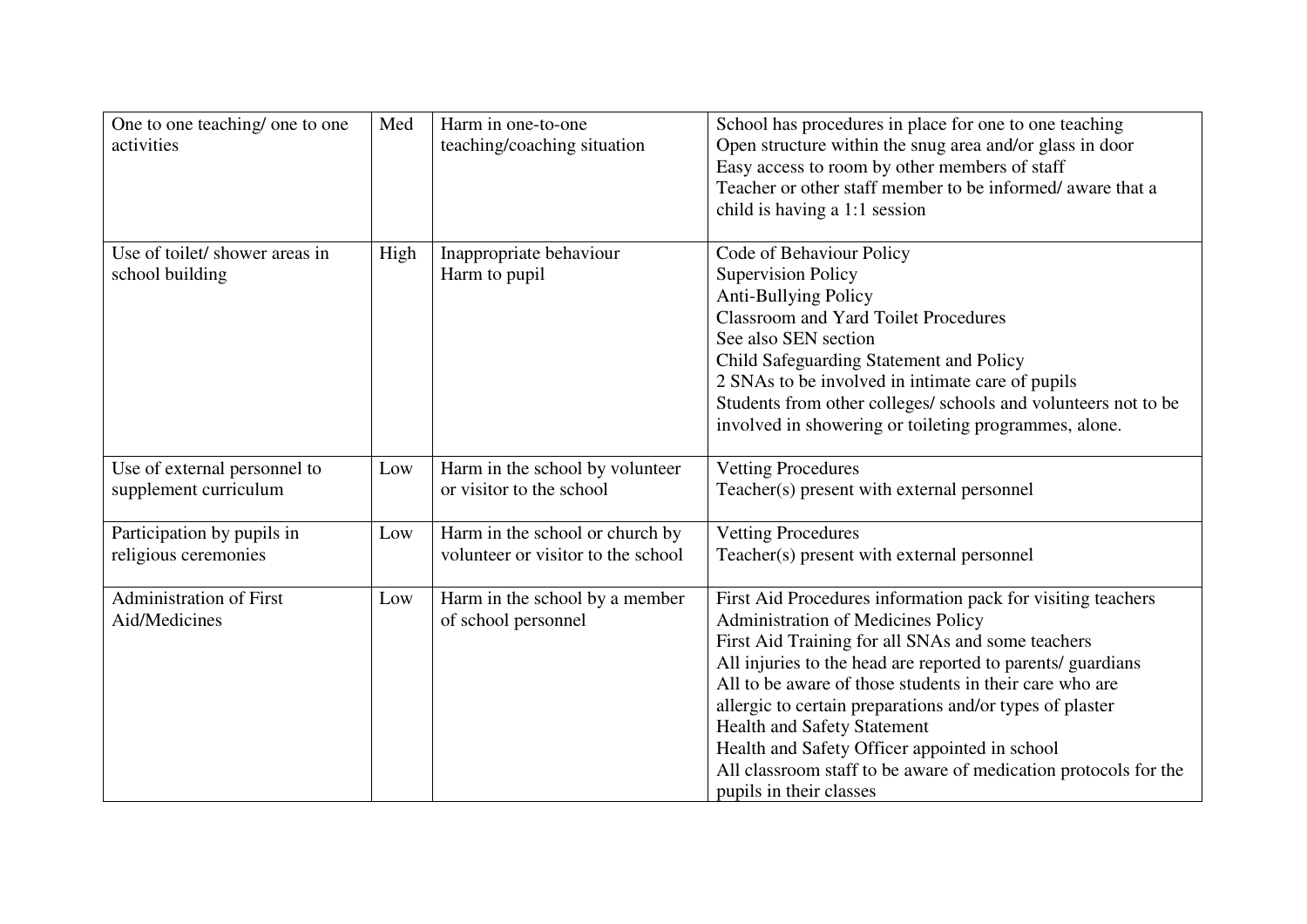| | | | |
|---|---|---|---|
| One to one teaching/ one to one activities | Med | Harm in one-to-one teaching/coaching situation | School has procedures in place for one to one teaching<br>Open structure within the snug area and/or glass in door<br>Easy access to room by other members of staff<br>Teacher or other staff member to be informed/ aware that a child is having a 1:1 session |
| Use of toilet/ shower areas in school building | High | Inappropriate behaviour<br>Harm to pupil | Code of Behaviour Policy<br>Supervision Policy<br>Anti-Bullying Policy<br>Classroom and Yard Toilet Procedures<br>See also SEN section<br>Child Safeguarding Statement and Policy<br>2 SNAs to be involved in intimate care of pupils<br>Students from other colleges/ schools and volunteers not to be involved in showering or toileting programmes, alone. |
| Use of external personnel to supplement curriculum | Low | Harm in the school by volunteer or visitor to the school | Vetting Procedures<br>Teacher(s) present with external personnel |
| Participation by pupils in religious ceremonies | Low | Harm in the school or church by volunteer or visitor to the school | Vetting Procedures<br>Teacher(s) present with external personnel |
| Administration of First Aid/Medicines | Low | Harm in the school by a member of school personnel | First Aid Procedures information pack for visiting teachers<br>Administration of Medicines Policy<br>First Aid Training for all SNAs and some teachers<br>All injuries to the head are reported to parents/ guardians<br>All to be aware of those students in their care who are allergic to certain preparations and/or types of plaster<br>Health and Safety Statement<br>Health and Safety Officer appointed in school<br>All classroom staff to be aware of medication protocols for the pupils in their classes |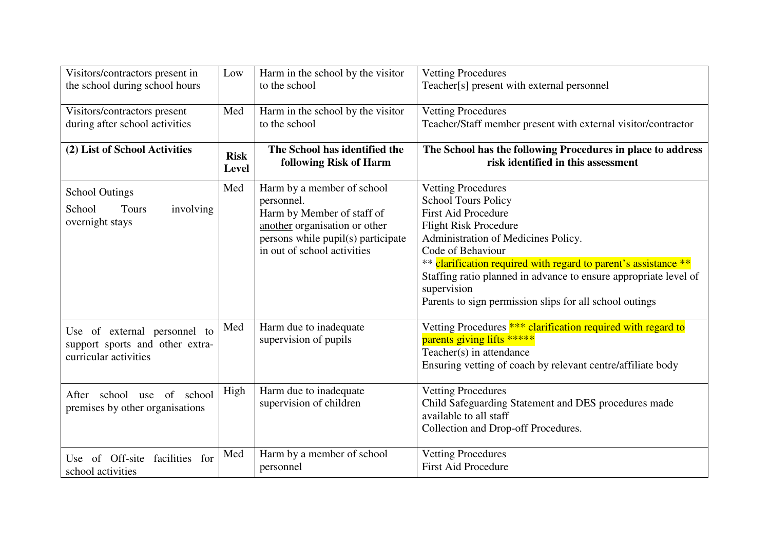| | | | |
|---|---|---|---|
| Visitors/contractors present in the school during school hours | Low | Harm in the school by the visitor to the school | Vetting Procedures<br>Teacher[s] present with external personnel |
| Visitors/contractors present during after school activities | Med | Harm in the school by the visitor to the school | Vetting Procedures<br>Teacher/Staff member present with external visitor/contractor |
| **(2) List of School Activities** | **Risk Level** | **The School has identified the following Risk of Harm** | **The School has the following Procedures in place to address risk identified in this assessment** |
| School Outings<br>School Tours involving overnight stays | Med | Harm by a member of school personnel.<br>Harm by Member of staff of another organisation or other persons while pupil(s) participate in out of school activities | Vetting Procedures<br>School Tours Policy<br>First Aid Procedure<br>Flight Risk Procedure<br>Administration of Medicines Policy.<br>Code of Behaviour<br>** clarification required with regard to parent's assistance **<br>Staffing ratio planned in advance to ensure appropriate level of supervision<br>Parents to sign permission slips for all school outings |
| Use of external personnel to support sports and other extra-curricular activities | Med | Harm due to inadequate supervision of pupils | Vetting Procedures *** clarification required with regard to parents giving lifts *****<br>Teacher(s) in attendance<br>Ensuring vetting of coach by relevant centre/affiliate body |
| After school use of school premises by other organisations | High | Harm due to inadequate supervision of children | Vetting Procedures<br>Child Safeguarding Statement and DES procedures made available to all staff<br>Collection and Drop-off Procedures. |
| Use of Off-site facilities for school activities | Med | Harm by a member of school personnel | Vetting Procedures<br>First Aid Procedure |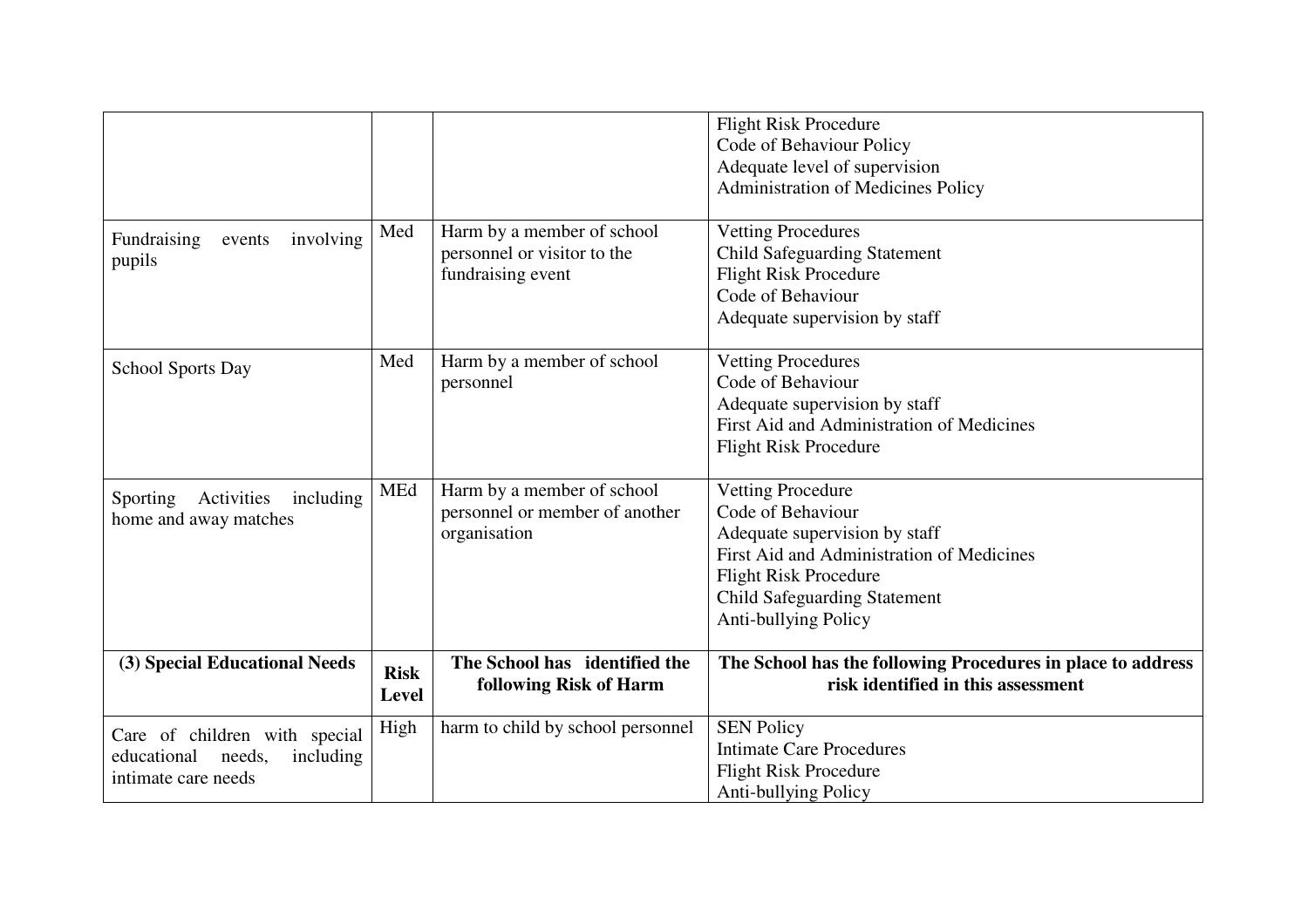| | | | |
|---|---|---|---|
| | | | Flight Risk Procedure<br>Code of Behaviour Policy<br>Adequate level of supervision<br>Administration of Medicines Policy |
| Fundraising events involving pupils | Med | Harm by a member of school personnel or visitor to the fundraising event | Vetting Procedures<br>Child Safeguarding Statement<br>Flight Risk Procedure<br>Code of Behaviour<br>Adequate supervision by staff |
| School Sports Day | Med | Harm by a member of school personnel | Vetting Procedures<br>Code of Behaviour<br>Adequate supervision by staff<br>First Aid and Administration of Medicines<br>Flight Risk Procedure |
| Sporting Activities including home and away matches | MEd | Harm by a member of school personnel or member of another organisation | Vetting Procedure<br>Code of Behaviour<br>Adequate supervision by staff<br>First Aid and Administration of Medicines<br>Flight Risk Procedure<br>Child Safeguarding Statement<br>Anti-bullying Policy |
| **(3) Special Educational Needs** | **Risk Level** | **The School has identified the following Risk of Harm** | **The School has the following Procedures in place to address risk identified in this assessment** |
| Care of children with special educational needs, including intimate care needs | High | harm to child by school personnel | SEN Policy<br>Intimate Care Procedures<br>Flight Risk Procedure<br>Anti-bullying Policy |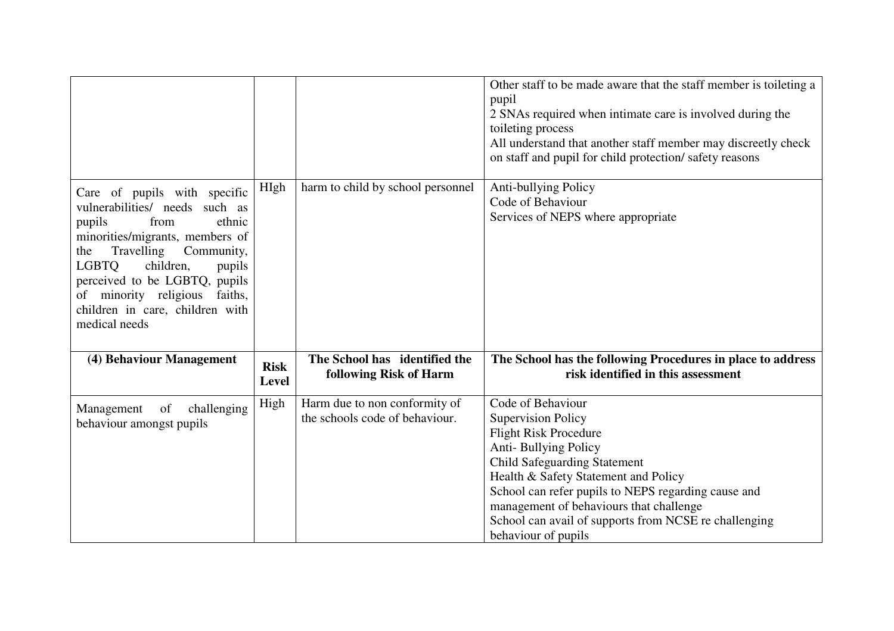| | | | |
|---|---|---|---|
| | | | Other staff to be made aware that the staff member is toileting a pupil<br>2 SNAs required when intimate care is involved during the toileting process<br>All understand that another staff member may discreetly check on staff and pupil for child protection/ safety reasons |
| Care of pupils with specific vulnerabilities/ needs such as pupils from ethnic minorities/migrants, members of the Travelling Community, LGBTQ children, pupils perceived to be LGBTQ, pupils of minority religious faiths, children in care, children with medical needs | HIgh | harm to child by school personnel | Anti-bullying Policy<br>Code of Behaviour<br>Services of NEPS where appropriate |
| **(4) Behaviour Management** | **Risk Level** | **The School has identified the following Risk of Harm** | **The School has the following Procedures in place to address risk identified in this assessment** |
| Management of challenging behaviour amongst pupils | High | Harm due to non conformity of the schools code of behaviour. | Code of Behaviour<br>Supervision Policy<br>Flight Risk Procedure<br>Anti- Bullying Policy<br>Child Safeguarding Statement<br>Health & Safety Statement and Policy<br>School can refer pupils to NEPS regarding cause and management of behaviours that challenge<br>School can avail of supports from NCSE re challenging behaviour of pupils |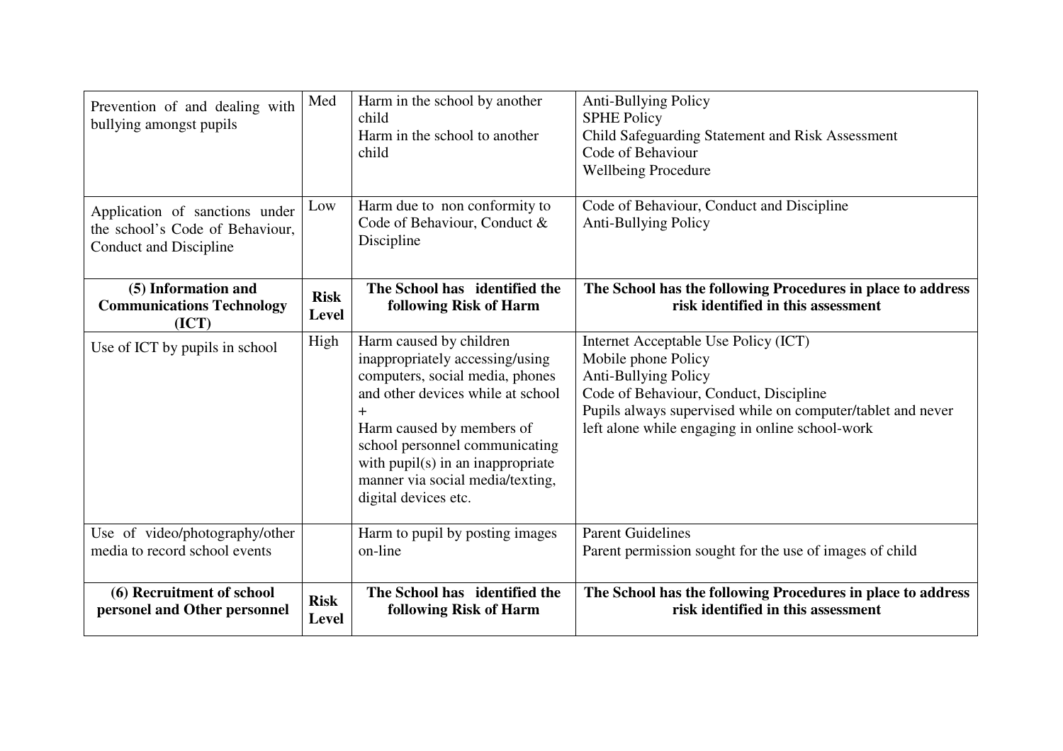| | | | |
|---|---|---|---|
| Prevention of and dealing with bullying amongst pupils | Med | Harm in the school by another child<br>Harm in the school to another child | Anti-Bullying Policy<br>SPHE Policy<br>Child Safeguarding Statement and Risk Assessment<br>Code of Behaviour<br>Wellbeing Procedure |
| Application of sanctions under the school's Code of Behaviour, Conduct and Discipline | Low | Harm due to non conformity to Code of Behaviour, Conduct & Discipline | Code of Behaviour, Conduct and Discipline<br>Anti-Bullying Policy |
| **(5) Information and Communications Technology (ICT)** | **Risk Level** | **The School has identified the following Risk of Harm** | **The School has the following Procedures in place to address risk identified in this assessment** |
| Use of ICT by pupils in school | High | Harm caused by children inappropriately accessing/using computers, social media, phones and other devices while at school<br>+<br>Harm caused by members of school personnel communicating with pupil(s) in an inappropriate manner via social media/texting, digital devices etc. | Internet Acceptable Use Policy (ICT)<br>Mobile phone Policy<br>Anti-Bullying Policy<br>Code of Behaviour, Conduct, Discipline<br>Pupils always supervised while on computer/tablet and never left alone while engaging in online school-work |
| Use of video/photography/other media to record school events | | Harm to pupil by posting images on-line | Parent Guidelines<br>Parent permission sought for the use of images of child |
| **(6) Recruitment of school personel and Other personnel** | **Risk Level** | **The School has identified the following Risk of Harm** | **The School has the following Procedures in place to address risk identified in this assessment** |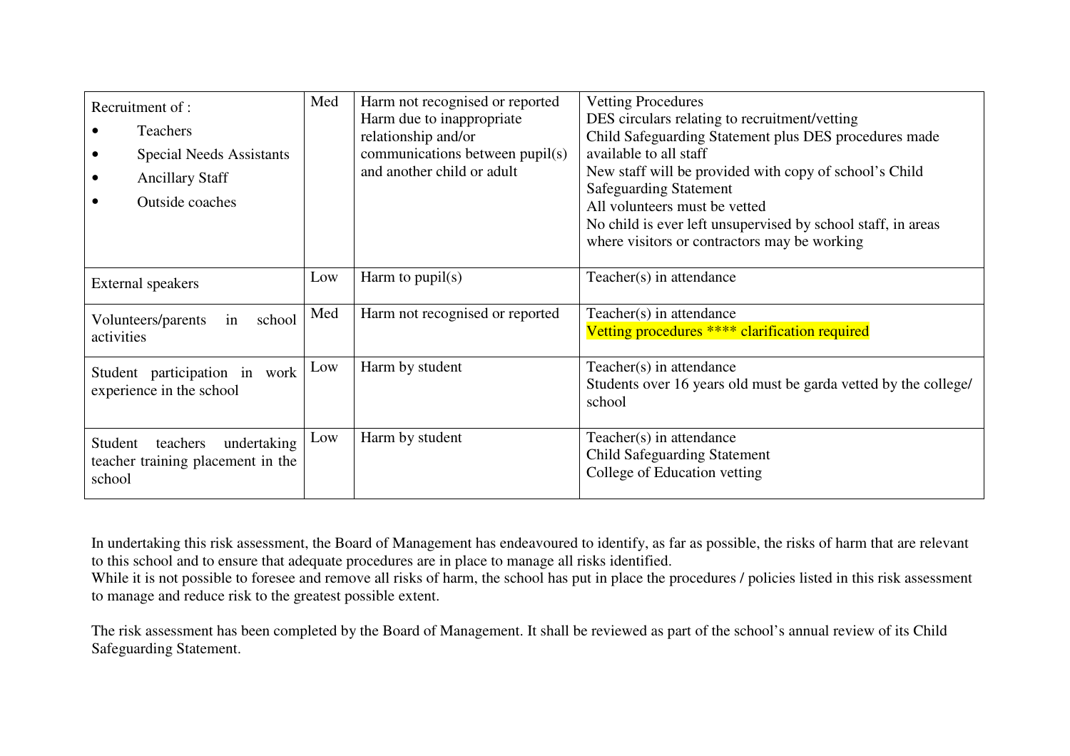| | | | |
|---|---|---|---|
| Recruitment of :<br>• Teachers<br>• Special Needs Assistants<br>• Ancillary Staff<br>• Outside coaches | Med | Harm not recognised or reported<br>Harm due to inappropriate relationship and/or communications between pupil(s) and another child or adult | Vetting Procedures<br>DES circulars relating to recruitment/vetting<br>Child Safeguarding Statement plus DES procedures made available to all staff<br>New staff will be provided with copy of school's Child Safeguarding Statement<br>All volunteers must be vetted<br>No child is ever left unsupervised by school staff, in areas where visitors or contractors may be working |
| External speakers | Low | Harm to pupil(s) | Teacher(s) in attendance |
| Volunteers/parents in school activities | Med | Harm not recognised or reported | Teacher(s) in attendance<br>Vetting procedures **** clarification required |
| Student participation in work experience in the school | Low | Harm by student | Teacher(s) in attendance<br>Students over 16 years old must be garda vetted by the college/ school |
| Student teachers undertaking teacher training placement in the school | Low | Harm by student | Teacher(s) in attendance<br>Child Safeguarding Statement<br>College of Education vetting |

In undertaking this risk assessment, the Board of Management has endeavoured to identify, as far as possible, the risks of harm that are relevant to this school and to ensure that adequate procedures are in place to manage all risks identified.
While it is not possible to foresee and remove all risks of harm, the school has put in place the procedures / policies listed in this risk assessment to manage and reduce risk to the greatest possible extent.

The risk assessment has been completed by the Board of Management. It shall be reviewed as part of the school's annual review of its Child Safeguarding Statement.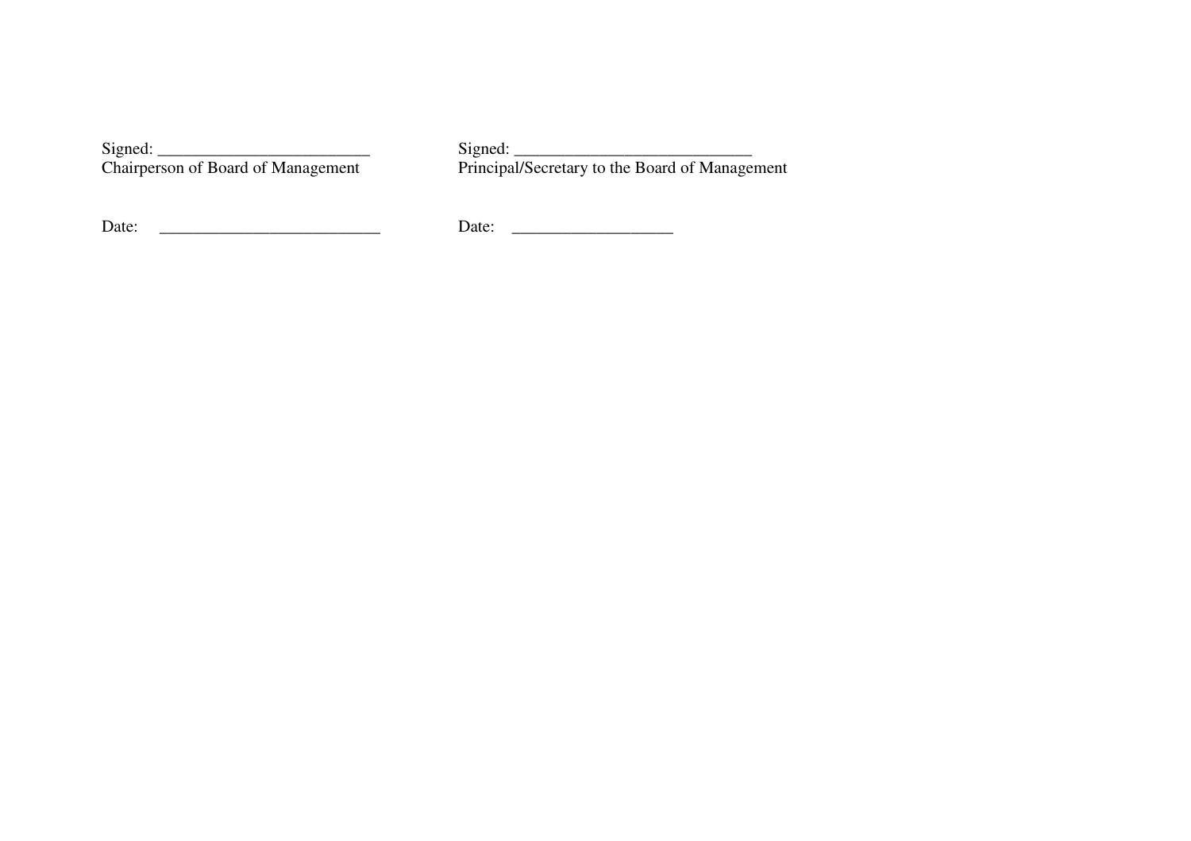Signed: _________________________
Chairperson of Board of Management

Signed: ____________________________
Principal/Secretary to the Board of Management

Date: __________________________

Date: ___________________